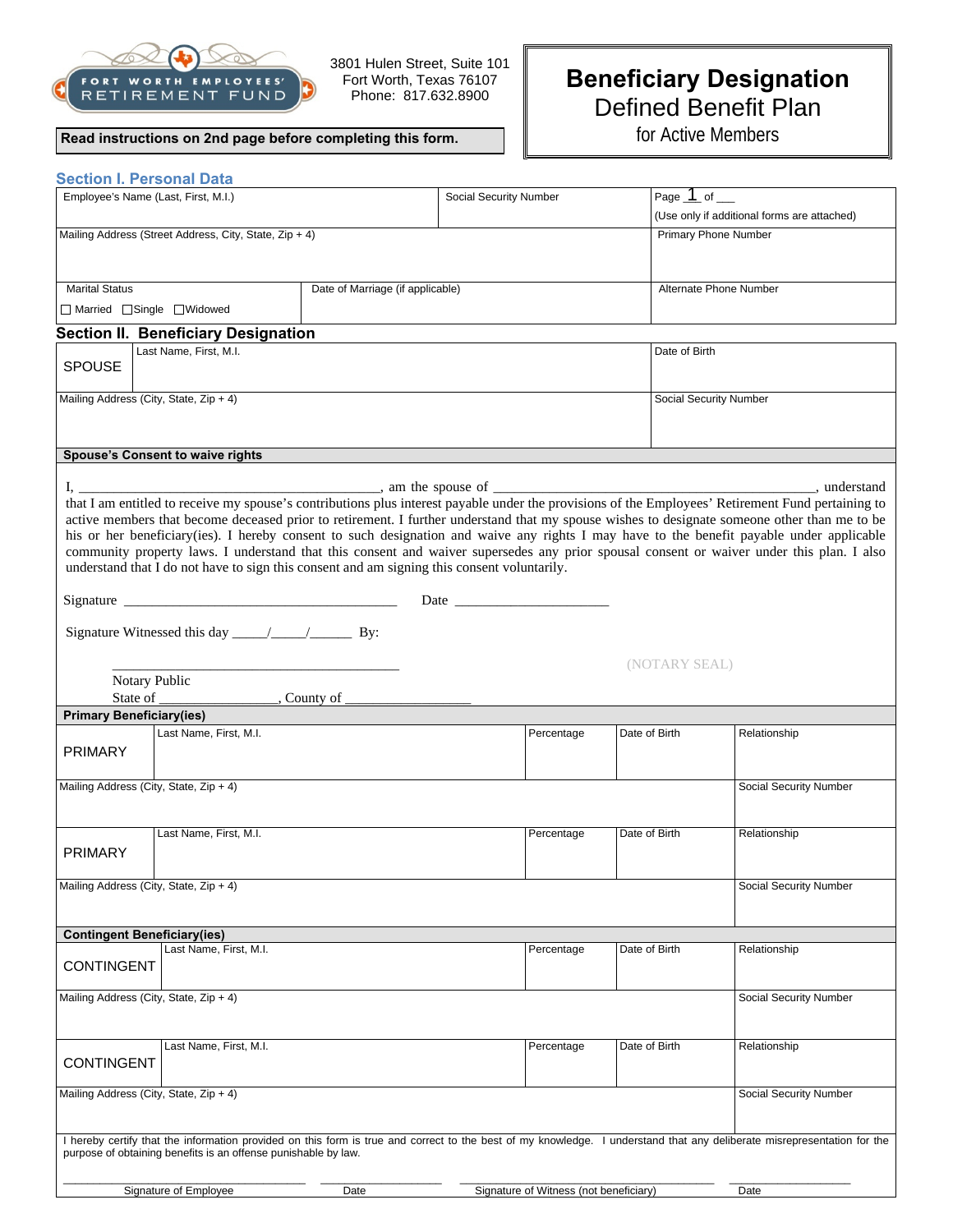FORT WORTH EMPLOYEES' RETIREMENT FUND

3801 Hulen Street, Suite 101
Fort Worth, Texas 76107
Phone: 817.632.8900

# Beneficiary Designation
## Defined Benefit Plan
### for Active Members

**Read instructions on 2nd page before completing this form.**

## Section I. Personal Data

| Employee's Name (Last, First, M.I.) | | Social Security Number | Page 1 of ___ (Use only if additional forms are attached) |
|---|---|---|---|
| Mailing Address (Street Address, City, State, Zip + 4) | | | Primary Phone Number |
| Marital Status ☐ Married ☐ Single ☐ Widowed | Date of Marriage (if applicable) | | Alternate Phone Number |

## Section II. Beneficiary Designation

| SPOUSE | Last Name, First, M.I. | Date of Birth |
|---|---|---|
| Mailing Address (City, State, Zip + 4) | | Social Security Number |

**Spouse's Consent to waive rights**

I, ________________________________________, am the spouse of ____________________________________________, understand that I am entitled to receive my spouse's contributions plus interest payable under the provisions of the Employees' Retirement Fund pertaining to active members that become deceased prior to retirement. I further understand that my spouse wishes to designate someone other than me to be his or her beneficiary(ies). I hereby consent to such designation and waive any rights I may have to the benefit payable under applicable community property laws. I understand that this consent and waiver supersedes any prior spousal consent or waiver under this plan. I also understand that I do not have to sign this consent and am signing this consent voluntarily.

Signature ______________________________________ Date _____________________

Signature Witnessed this day _____/_____/______ By:

________________________________________ (NOTARY SEAL)

Notary Public
State of ________________, County of _________________

**Primary Beneficiary(ies)**

| PRIMARY | Last Name, First, M.I. | Percentage | Date of Birth | Relationship |
|---|---|---|---|---|
| Mailing Address (City, State, Zip + 4) | | | | Social Security Number |
| PRIMARY | Last Name, First, M.I. | Percentage | Date of Birth | Relationship |
| Mailing Address (City, State, Zip + 4) | | | | Social Security Number |

**Contingent Beneficiary(ies)**

| CONTINGENT | Last Name, First, M.I. | Percentage | Date of Birth | Relationship |
|---|---|---|---|---|
| Mailing Address (City, State, Zip + 4) | | | | Social Security Number |
| CONTINGENT | Last Name, First, M.I. | Percentage | Date of Birth | Relationship |
| Mailing Address (City, State, Zip + 4) | | | | Social Security Number |

I hereby certify that the information provided on this form is true and correct to the best of my knowledge. I understand that any deliberate misrepresentation for the purpose of obtaining benefits is an offense punishable by law.

___________________________________ ________________ ___________________________________ ________________
Signature of Employee Date Signature of Witness (not beneficiary) Date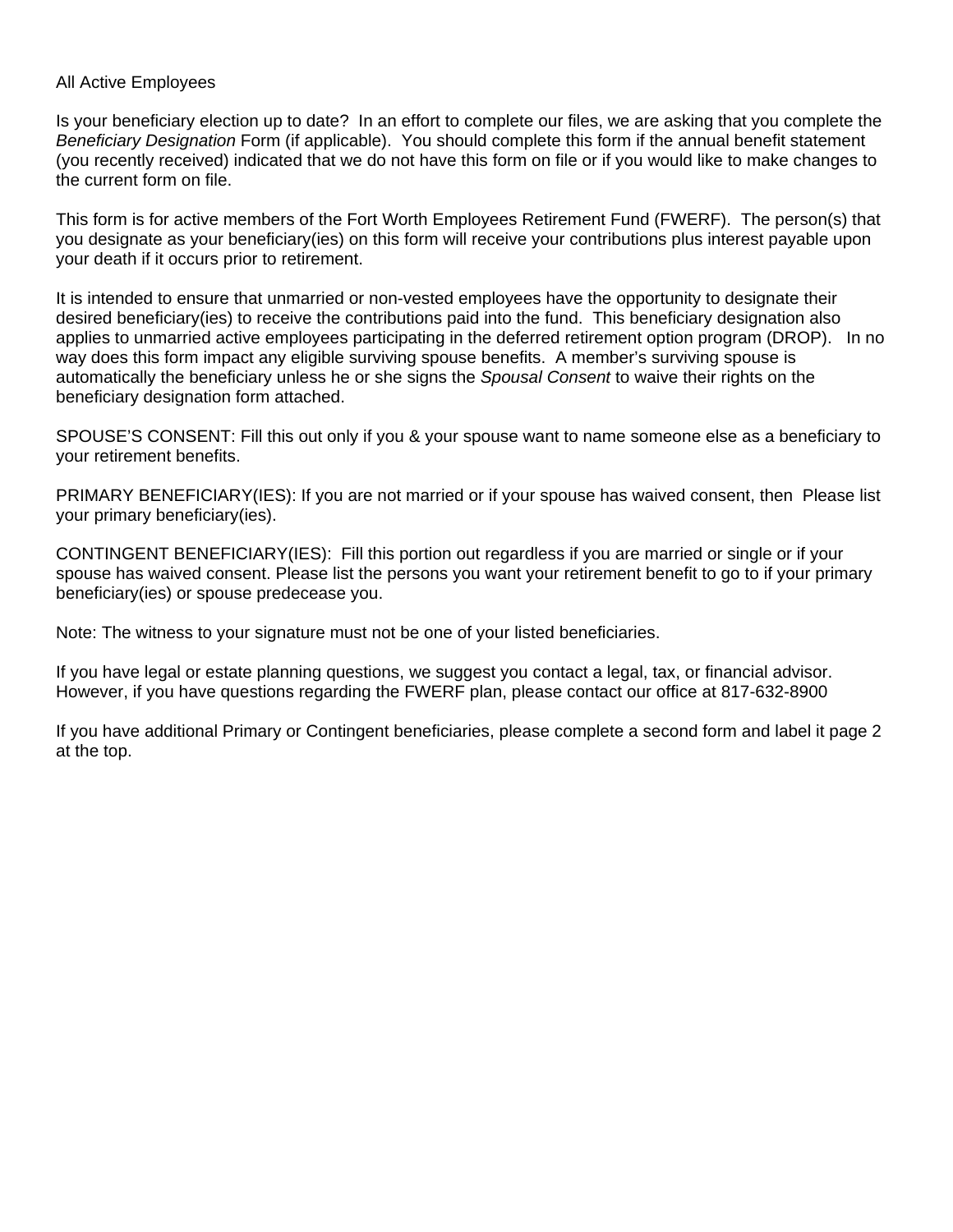All Active Employees

Is your beneficiary election up to date? In an effort to complete our files, we are asking that you complete the *Beneficiary Designation* Form (if applicable). You should complete this form if the annual benefit statement (you recently received) indicated that we do not have this form on file or if you would like to make changes to the current form on file.

This form is for active members of the Fort Worth Employees Retirement Fund (FWERF). The person(s) that you designate as your beneficiary(ies) on this form will receive your contributions plus interest payable upon your death if it occurs prior to retirement.

It is intended to ensure that unmarried or non-vested employees have the opportunity to designate their desired beneficiary(ies) to receive the contributions paid into the fund. This beneficiary designation also applies to unmarried active employees participating in the deferred retirement option program (DROP). In no way does this form impact any eligible surviving spouse benefits. A member's surviving spouse is automatically the beneficiary unless he or she signs the *Spousal Consent* to waive their rights on the beneficiary designation form attached.

SPOUSE'S CONSENT: Fill this out only if you & your spouse want to name someone else as a beneficiary to your retirement benefits.

PRIMARY BENEFICIARY(IES): If you are not married or if your spouse has waived consent, then Please list your primary beneficiary(ies).

CONTINGENT BENEFICIARY(IES): Fill this portion out regardless if you are married or single or if your spouse has waived consent. Please list the persons you want your retirement benefit to go to if your primary beneficiary(ies) or spouse predecease you.

Note: The witness to your signature must not be one of your listed beneficiaries.

If you have legal or estate planning questions, we suggest you contact a legal, tax, or financial advisor. However, if you have questions regarding the FWERF plan, please contact our office at 817-632-8900

If you have additional Primary or Contingent beneficiaries, please complete a second form and label it page 2 at the top.